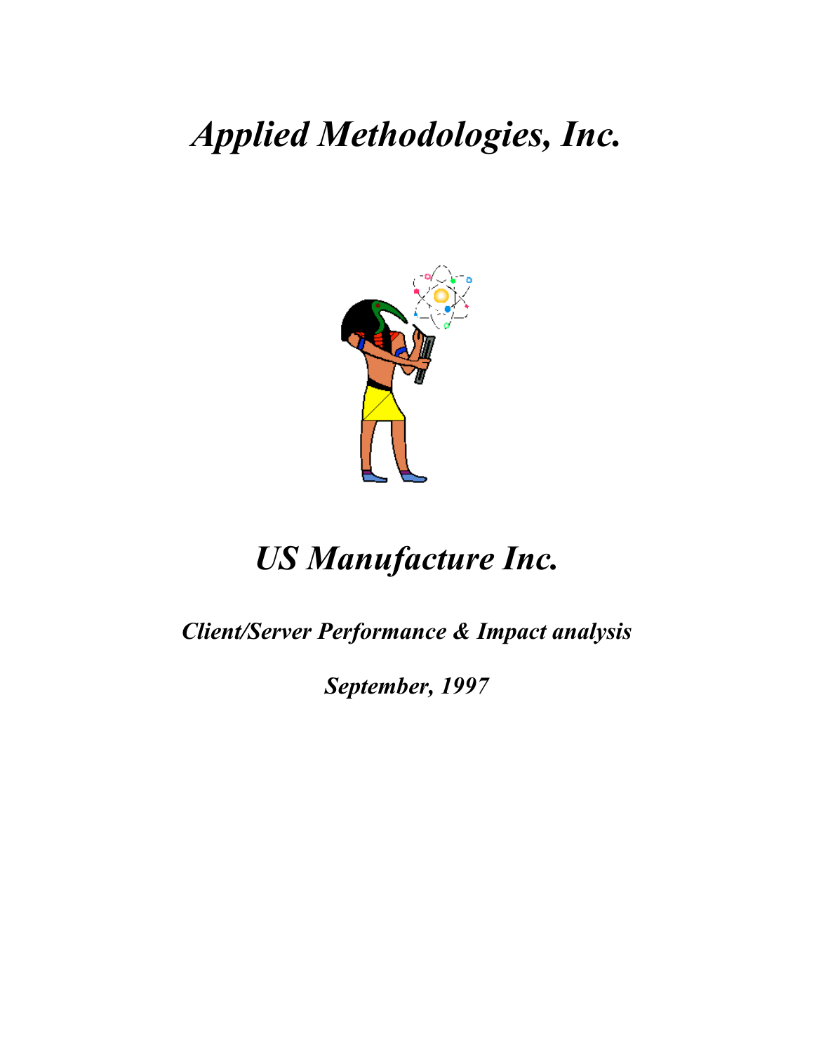# *Applied Methodologies, Inc.*

# *US Manufacture Inc.*

### *Client/Server Performance & Impact analysis*

### *September, 1997*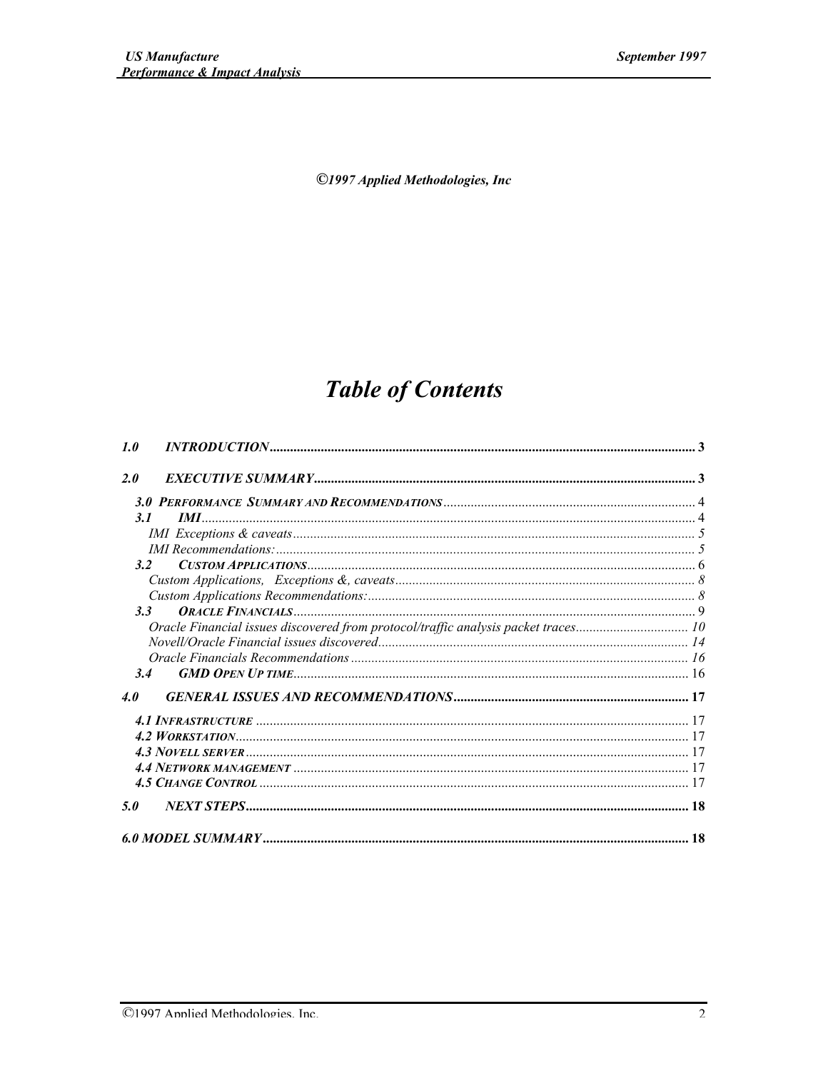*©1997 Applied Methodologies, Inc*

# *Table of Contents*

**1.0 INTRODUCTION** ..... 3

**2.0 EXECUTIVE SUMMARY** ..... 3

- **3.0 PERFORMANCE SUMMARY AND RECOMMENDATIONS** ..... 4
  - **3.1 IMI** ..... 4
    - *IMI Exceptions & caveats* ..... 5
    - *IMI Recommendations:* ..... 5
  - **3.2 CUSTOM APPLICATIONS** ..... 6
    - *Custom Applications, Exceptions &, caveats* ..... 8
    - *Custom Applications Recommendations:* ..... 8
  - **3.3 ORACLE FINANCIALS** ..... 9
    - *Oracle Financial issues discovered from protocol/traffic analysis packet traces* ..... 10
    - *Novell/Oracle Financial issues discovered* ..... 14
    - *Oracle Financials Recommendations* ..... 16
  - **3.4 GMD OPEN UP TIME** ..... 16

**4.0 GENERAL ISSUES AND RECOMMENDATIONS** ..... 17

- **4.1 INFRASTRUCTURE** ..... 17
- **4.2 WORKSTATION** ..... 17
- **4.3 NOVELL SERVER** ..... 17
- **4.4 NETWORK MANAGEMENT** ..... 17
- **4.5 CHANGE CONTROL** ..... 17

**5.0 NEXT STEPS** ..... 18

**6.0 MODEL SUMMARY** ..... 18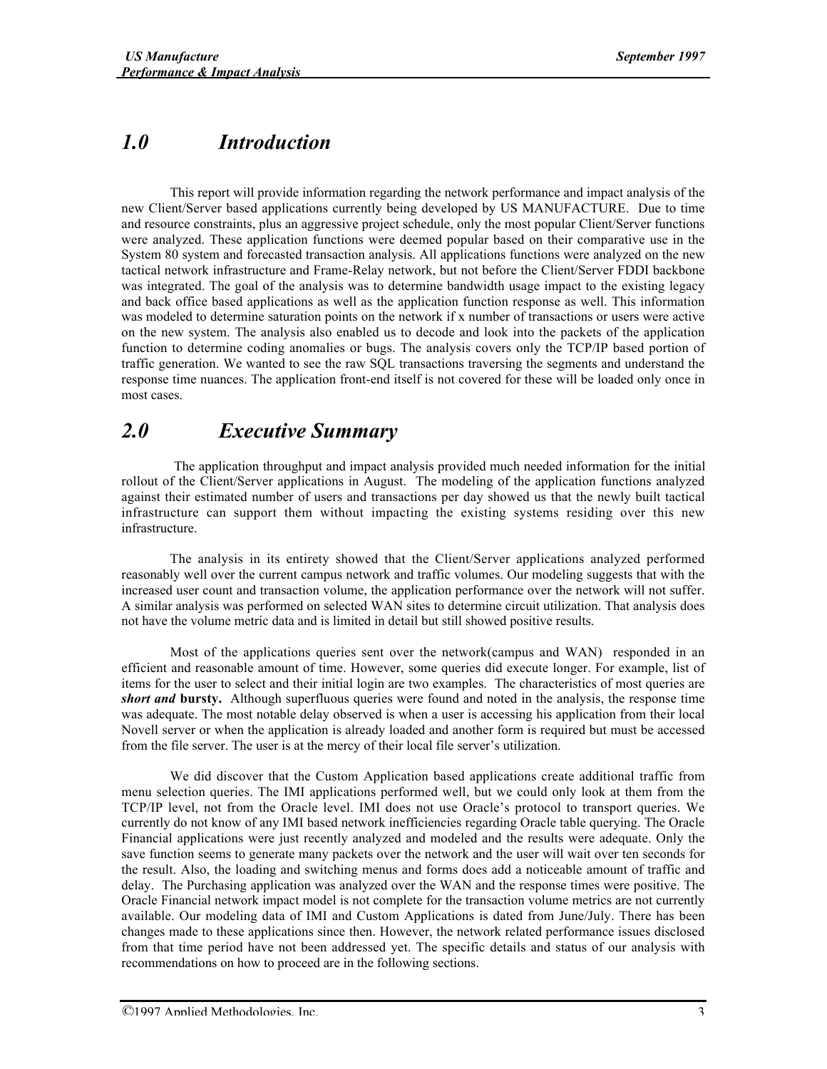# *1.0 Introduction*

This report will provide information regarding the network performance and impact analysis of the new Client/Server based applications currently being developed by US MANUFACTURE. Due to time and resource constraints, plus an aggressive project schedule, only the most popular Client/Server functions were analyzed. These application functions were deemed popular based on their comparative use in the System 80 system and forecasted transaction analysis. All applications functions were analyzed on the new tactical network infrastructure and Frame-Relay network, but not before the Client/Server FDDI backbone was integrated. The goal of the analysis was to determine bandwidth usage impact to the existing legacy and back office based applications as well as the application function response as well. This information was modeled to determine saturation points on the network if x number of transactions or users were active on the new system. The analysis also enabled us to decode and look into the packets of the application function to determine coding anomalies or bugs. The analysis covers only the TCP/IP based portion of traffic generation. We wanted to see the raw SQL transactions traversing the segments and understand the response time nuances. The application front-end itself is not covered for these will be loaded only once in most cases.

# *2.0 Executive Summary*

The application throughput and impact analysis provided much needed information for the initial rollout of the Client/Server applications in August. The modeling of the application functions analyzed against their estimated number of users and transactions per day showed us that the newly built tactical infrastructure can support them without impacting the existing systems residing over this new infrastructure.

The analysis in its entirety showed that the Client/Server applications analyzed performed reasonably well over the current campus network and traffic volumes. Our modeling suggests that with the increased user count and transaction volume, the application performance over the network will not suffer. A similar analysis was performed on selected WAN sites to determine circuit utilization. That analysis does not have the volume metric data and is limited in detail but still showed positive results.

Most of the applications queries sent over the network(campus and WAN) responded in an efficient and reasonable amount of time. However, some queries did execute longer. For example, list of items for the user to select and their initial login are two examples. The characteristics of most queries are ***short and*** **bursty.** Although superfluous queries were found and noted in the analysis, the response time was adequate. The most notable delay observed is when a user is accessing his application from their local Novell server or when the application is already loaded and another form is required but must be accessed from the file server. The user is at the mercy of their local file server's utilization.

We did discover that the Custom Application based applications create additional traffic from menu selection queries. The IMI applications performed well, but we could only look at them from the TCP/IP level, not from the Oracle level. IMI does not use Oracle's protocol to transport queries. We currently do not know of any IMI based network inefficiencies regarding Oracle table querying. The Oracle Financial applications were just recently analyzed and modeled and the results were adequate. Only the save function seems to generate many packets over the network and the user will wait over ten seconds for the result. Also, the loading and switching menus and forms does add a noticeable amount of traffic and delay. The Purchasing application was analyzed over the WAN and the response times were positive. The Oracle Financial network impact model is not complete for the transaction volume metrics are not currently available. Our modeling data of IMI and Custom Applications is dated from June/July. There has been changes made to these applications since then. However, the network related performance issues disclosed from that time period have not been addressed yet. The specific details and status of our analysis with recommendations on how to proceed are in the following sections.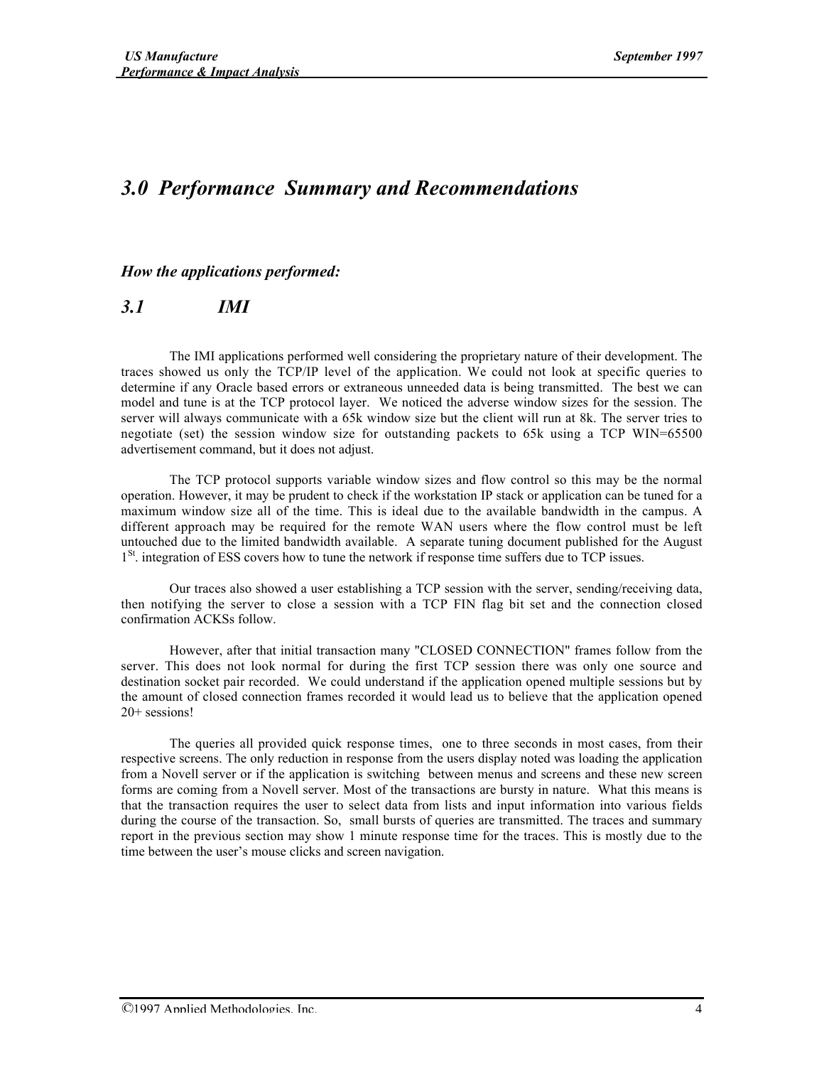# *3.0 Performance Summary and Recommendations*

### *How the applications performed:*

## *3.1 IMI*

The IMI applications performed well considering the proprietary nature of their development. The traces showed us only the TCP/IP level of the application. We could not look at specific queries to determine if any Oracle based errors or extraneous unneeded data is being transmitted. The best we can model and tune is at the TCP protocol layer. We noticed the adverse window sizes for the session. The server will always communicate with a 65k window size but the client will run at 8k. The server tries to negotiate (set) the session window size for outstanding packets to 65k using a TCP WIN=65500 advertisement command, but it does not adjust.

The TCP protocol supports variable window sizes and flow control so this may be the normal operation. However, it may be prudent to check if the workstation IP stack or application can be tuned for a maximum window size all of the time. This is ideal due to the available bandwidth in the campus. A different approach may be required for the remote WAN users where the flow control must be left untouched due to the limited bandwidth available. A separate tuning document published for the August 1[St]. integration of ESS covers how to tune the network if response time suffers due to TCP issues.

Our traces also showed a user establishing a TCP session with the server, sending/receiving data, then notifying the server to close a session with a TCP FIN flag bit set and the connection closed confirmation ACKSs follow.

However, after that initial transaction many "CLOSED CONNECTION" frames follow from the server. This does not look normal for during the first TCP session there was only one source and destination socket pair recorded. We could understand if the application opened multiple sessions but by the amount of closed connection frames recorded it would lead us to believe that the application opened 20+ sessions!

The queries all provided quick response times, one to three seconds in most cases, from their respective screens. The only reduction in response from the users display noted was loading the application from a Novell server or if the application is switching between menus and screens and these new screen forms are coming from a Novell server. Most of the transactions are bursty in nature. What this means is that the transaction requires the user to select data from lists and input information into various fields during the course of the transaction. So, small bursts of queries are transmitted. The traces and summary report in the previous section may show 1 minute response time for the traces. This is mostly due to the time between the user's mouse clicks and screen navigation.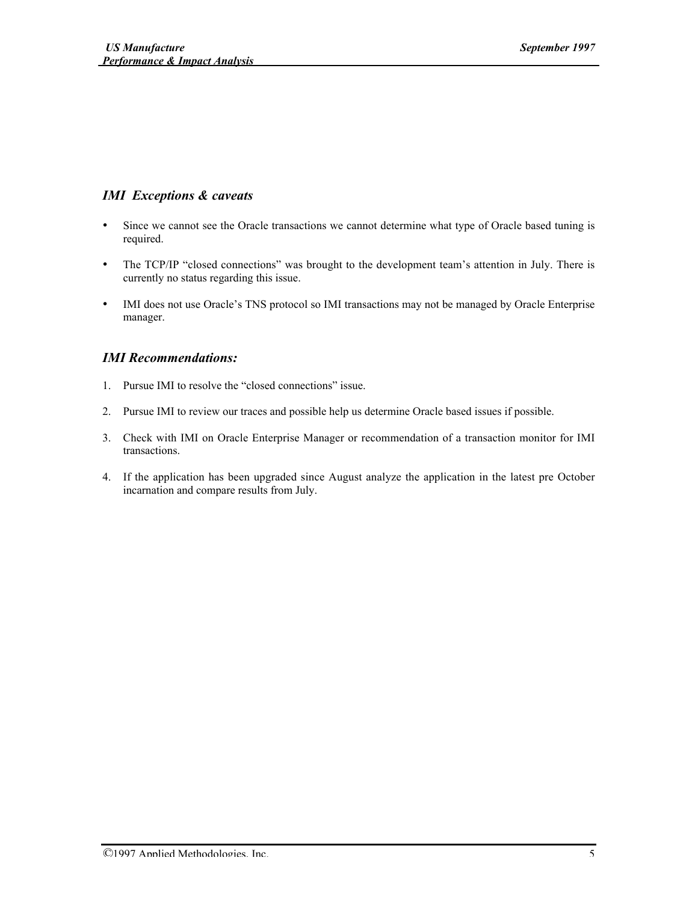### *IMI Exceptions & caveats*

- Since we cannot see the Oracle transactions we cannot determine what type of Oracle based tuning is required.
- The TCP/IP "closed connections" was brought to the development team's attention in July. There is currently no status regarding this issue.
- IMI does not use Oracle's TNS protocol so IMI transactions may not be managed by Oracle Enterprise manager.

### *IMI Recommendations:*

1. Pursue IMI to resolve the "closed connections" issue.
2. Pursue IMI to review our traces and possible help us determine Oracle based issues if possible.
3. Check with IMI on Oracle Enterprise Manager or recommendation of a transaction monitor for IMI transactions.
4. If the application has been upgraded since August analyze the application in the latest pre October incarnation and compare results from July.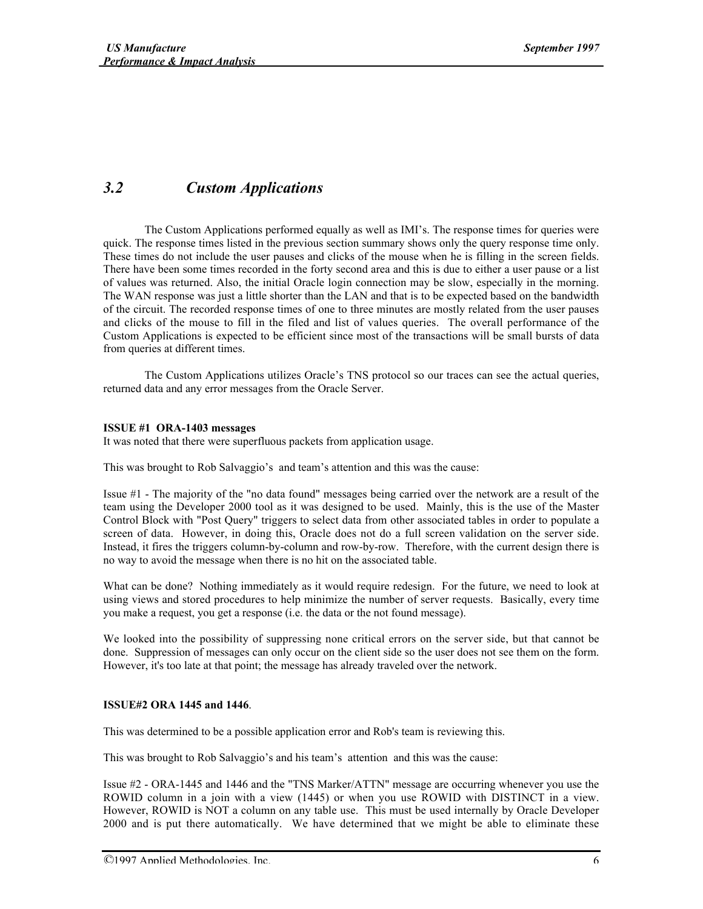## *3.2 Custom Applications*

The Custom Applications performed equally as well as IMI's. The response times for queries were quick. The response times listed in the previous section summary shows only the query response time only. These times do not include the user pauses and clicks of the mouse when he is filling in the screen fields. There have been some times recorded in the forty second area and this is due to either a user pause or a list of values was returned. Also, the initial Oracle login connection may be slow, especially in the morning. The WAN response was just a little shorter than the LAN and that is to be expected based on the bandwidth of the circuit. The recorded response times of one to three minutes are mostly related from the user pauses and clicks of the mouse to fill in the filed and list of values queries. The overall performance of the Custom Applications is expected to be efficient since most of the transactions will be small bursts of data from queries at different times.

The Custom Applications utilizes Oracle's TNS protocol so our traces can see the actual queries, returned data and any error messages from the Oracle Server.

**ISSUE #1 ORA-1403 messages**
It was noted that there were superfluous packets from application usage.

This was brought to Rob Salvaggio's and team's attention and this was the cause:

Issue #1 - The majority of the "no data found" messages being carried over the network are a result of the team using the Developer 2000 tool as it was designed to be used. Mainly, this is the use of the Master Control Block with "Post Query" triggers to select data from other associated tables in order to populate a screen of data. However, in doing this, Oracle does not do a full screen validation on the server side. Instead, it fires the triggers column-by-column and row-by-row. Therefore, with the current design there is no way to avoid the message when there is no hit on the associated table.

What can be done? Nothing immediately as it would require redesign. For the future, we need to look at using views and stored procedures to help minimize the number of server requests. Basically, every time you make a request, you get a response (i.e. the data or the not found message).

We looked into the possibility of suppressing none critical errors on the server side, but that cannot be done. Suppression of messages can only occur on the client side so the user does not see them on the form. However, it's too late at that point; the message has already traveled over the network.

**ISSUE#2 ORA 1445 and 1446**.

This was determined to be a possible application error and Rob's team is reviewing this.

This was brought to Rob Salvaggio's and his team's attention and this was the cause:

Issue #2 - ORA-1445 and 1446 and the "TNS Marker/ATTN" message are occurring whenever you use the ROWID column in a join with a view (1445) or when you use ROWID with DISTINCT in a view. However, ROWID is NOT a column on any table use. This must be used internally by Oracle Developer 2000 and is put there automatically. We have determined that we might be able to eliminate these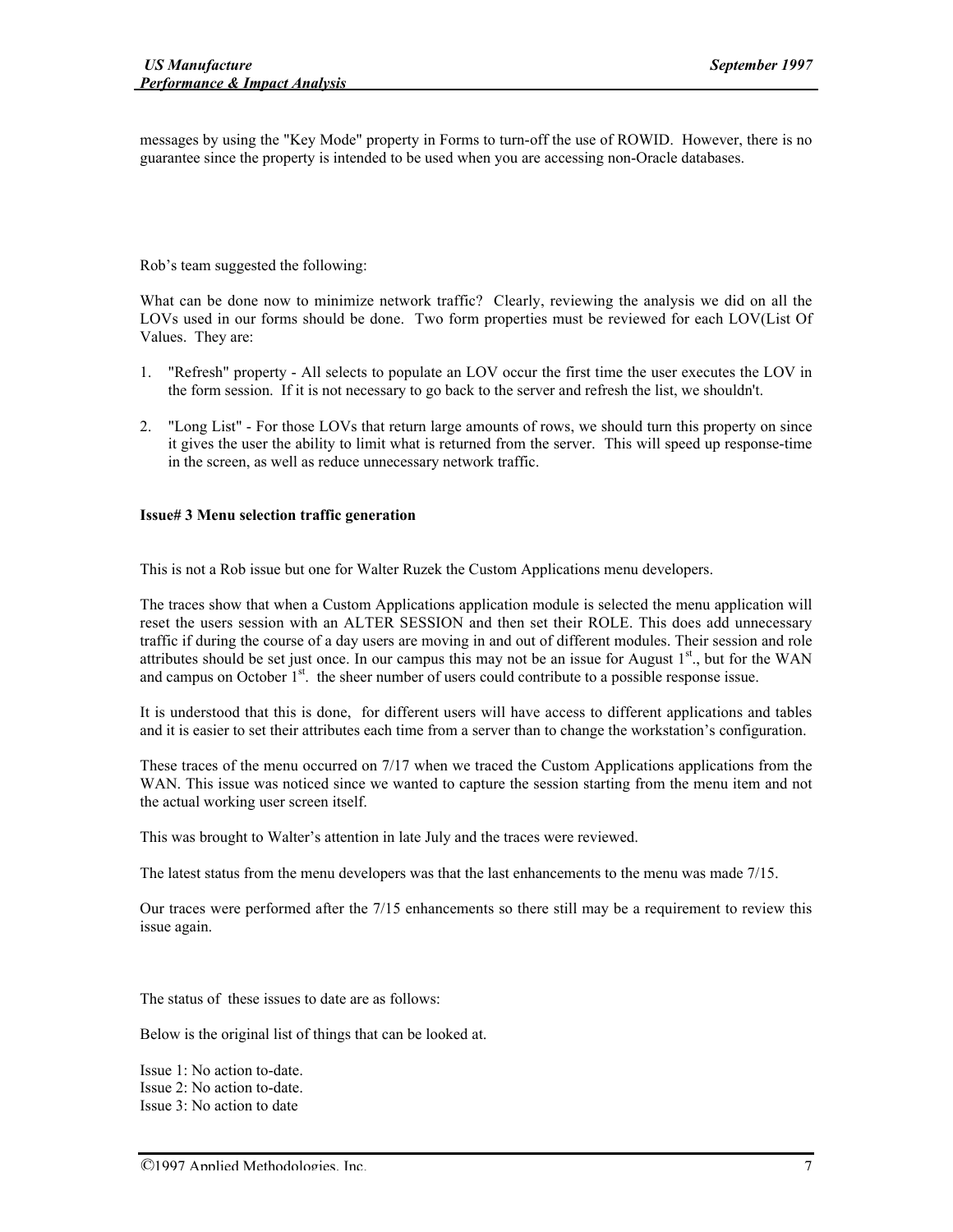messages by using the "Key Mode" property in Forms to turn-off the use of ROWID. However, there is no guarantee since the property is intended to be used when you are accessing non-Oracle databases.

Rob's team suggested the following:

What can be done now to minimize network traffic? Clearly, reviewing the analysis we did on all the LOVs used in our forms should be done. Two form properties must be reviewed for each LOV(List Of Values. They are:

1. "Refresh" property - All selects to populate an LOV occur the first time the user executes the LOV in the form session. If it is not necessary to go back to the server and refresh the list, we shouldn't.

2. "Long List" - For those LOVs that return large amounts of rows, we should turn this property on since it gives the user the ability to limit what is returned from the server. This will speed up response-time in the screen, as well as reduce unnecessary network traffic.

**Issue# 3 Menu selection traffic generation**

This is not a Rob issue but one for Walter Ruzek the Custom Applications menu developers.

The traces show that when a Custom Applications application module is selected the menu application will reset the users session with an ALTER SESSION and then set their ROLE. This does add unnecessary traffic if during the course of a day users are moving in and out of different modules. Their session and role attributes should be set just once. In our campus this may not be an issue for August 1st., but for the WAN and campus on October 1st. the sheer number of users could contribute to a possible response issue.

It is understood that this is done, for different users will have access to different applications and tables and it is easier to set their attributes each time from a server than to change the workstation's configuration.

These traces of the menu occurred on 7/17 when we traced the Custom Applications applications from the WAN. This issue was noticed since we wanted to capture the session starting from the menu item and not the actual working user screen itself.

This was brought to Walter's attention in late July and the traces were reviewed.

The latest status from the menu developers was that the last enhancements to the menu was made 7/15.

Our traces were performed after the 7/15 enhancements so there still may be a requirement to review this issue again.

The status of these issues to date are as follows:

Below is the original list of things that can be looked at.

Issue 1: No action to-date.
Issue 2: No action to-date.
Issue 3: No action to date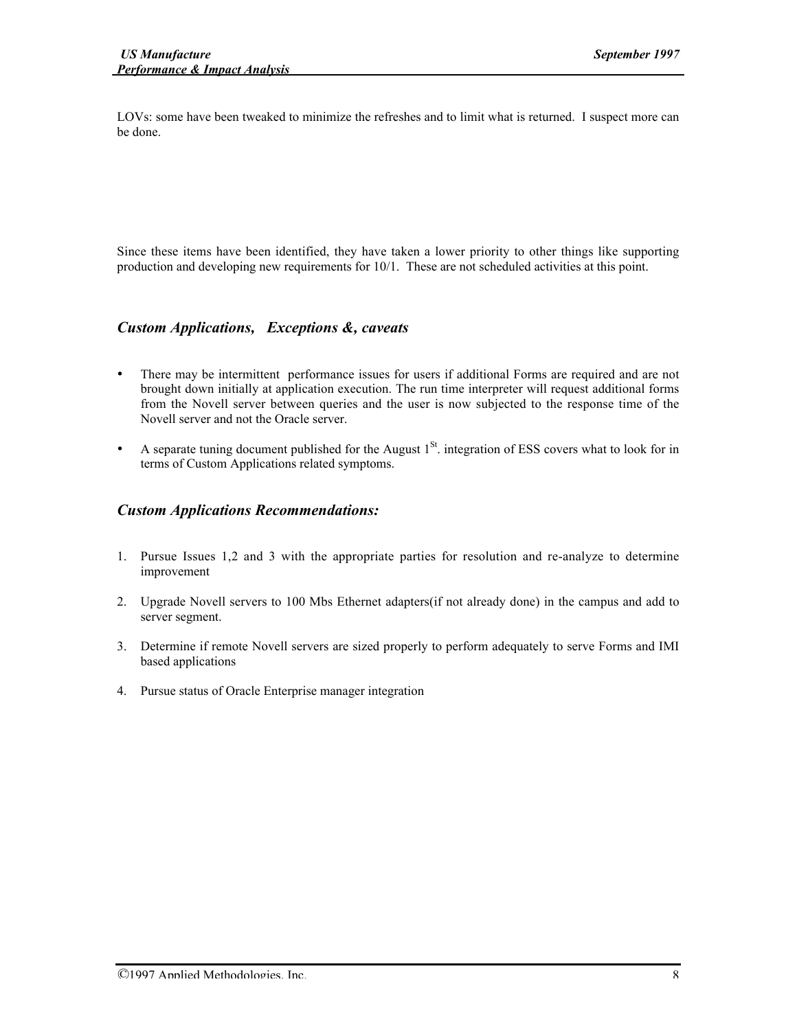LOVs: some have been tweaked to minimize the refreshes and to limit what is returned. I suspect more can be done.

Since these items have been identified, they have taken a lower priority to other things like supporting production and developing new requirements for 10/1. These are not scheduled activities at this point.

### *Custom Applications, Exceptions &, caveats*

- There may be intermittent performance issues for users if additional Forms are required and are not brought down initially at application execution. The run time interpreter will request additional forms from the Novell server between queries and the user is now subjected to the response time of the Novell server and not the Oracle server.
- A separate tuning document published for the August 1st. integration of ESS covers what to look for in terms of Custom Applications related symptoms.

### *Custom Applications Recommendations:*

1. Pursue Issues 1,2 and 3 with the appropriate parties for resolution and re-analyze to determine improvement
2. Upgrade Novell servers to 100 Mbs Ethernet adapters(if not already done) in the campus and add to server segment.
3. Determine if remote Novell servers are sized properly to perform adequately to serve Forms and IMI based applications
4. Pursue status of Oracle Enterprise manager integration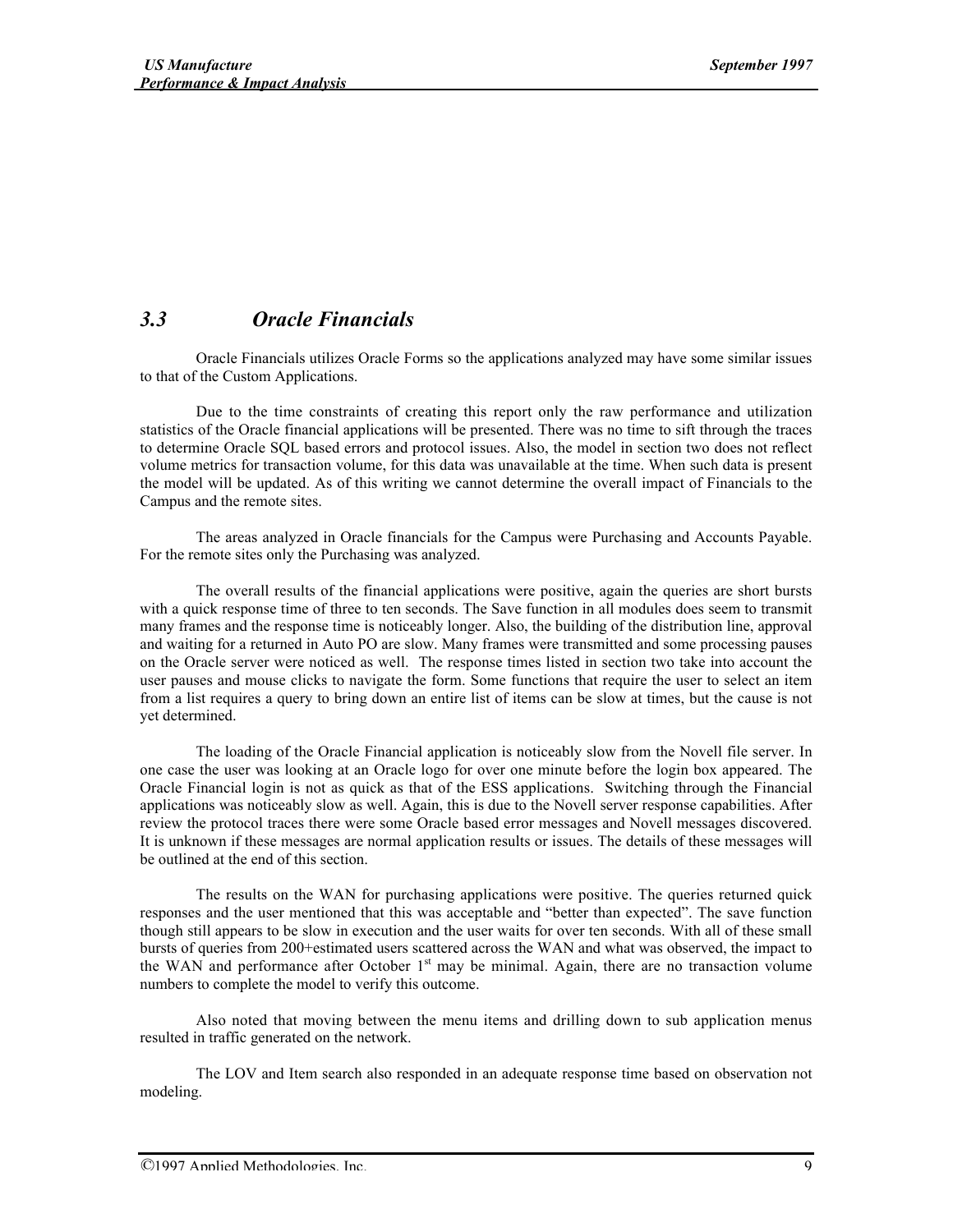## *3.3 Oracle Financials*

Oracle Financials utilizes Oracle Forms so the applications analyzed may have some similar issues to that of the Custom Applications.

Due to the time constraints of creating this report only the raw performance and utilization statistics of the Oracle financial applications will be presented. There was no time to sift through the traces to determine Oracle SQL based errors and protocol issues. Also, the model in section two does not reflect volume metrics for transaction volume, for this data was unavailable at the time. When such data is present the model will be updated. As of this writing we cannot determine the overall impact of Financials to the Campus and the remote sites.

The areas analyzed in Oracle financials for the Campus were Purchasing and Accounts Payable. For the remote sites only the Purchasing was analyzed.

The overall results of the financial applications were positive, again the queries are short bursts with a quick response time of three to ten seconds. The Save function in all modules does seem to transmit many frames and the response time is noticeably longer. Also, the building of the distribution line, approval and waiting for a returned in Auto PO are slow. Many frames were transmitted and some processing pauses on the Oracle server were noticed as well. The response times listed in section two take into account the user pauses and mouse clicks to navigate the form. Some functions that require the user to select an item from a list requires a query to bring down an entire list of items can be slow at times, but the cause is not yet determined.

The loading of the Oracle Financial application is noticeably slow from the Novell file server. In one case the user was looking at an Oracle logo for over one minute before the login box appeared. The Oracle Financial login is not as quick as that of the ESS applications. Switching through the Financial applications was noticeably slow as well. Again, this is due to the Novell server response capabilities. After review the protocol traces there were some Oracle based error messages and Novell messages discovered. It is unknown if these messages are normal application results or issues. The details of these messages will be outlined at the end of this section.

The results on the WAN for purchasing applications were positive. The queries returned quick responses and the user mentioned that this was acceptable and "better than expected". The save function though still appears to be slow in execution and the user waits for over ten seconds. With all of these small bursts of queries from 200+estimated users scattered across the WAN and what was observed, the impact to the WAN and performance after October 1st may be minimal. Again, there are no transaction volume numbers to complete the model to verify this outcome.

Also noted that moving between the menu items and drilling down to sub application menus resulted in traffic generated on the network.

The LOV and Item search also responded in an adequate response time based on observation not modeling.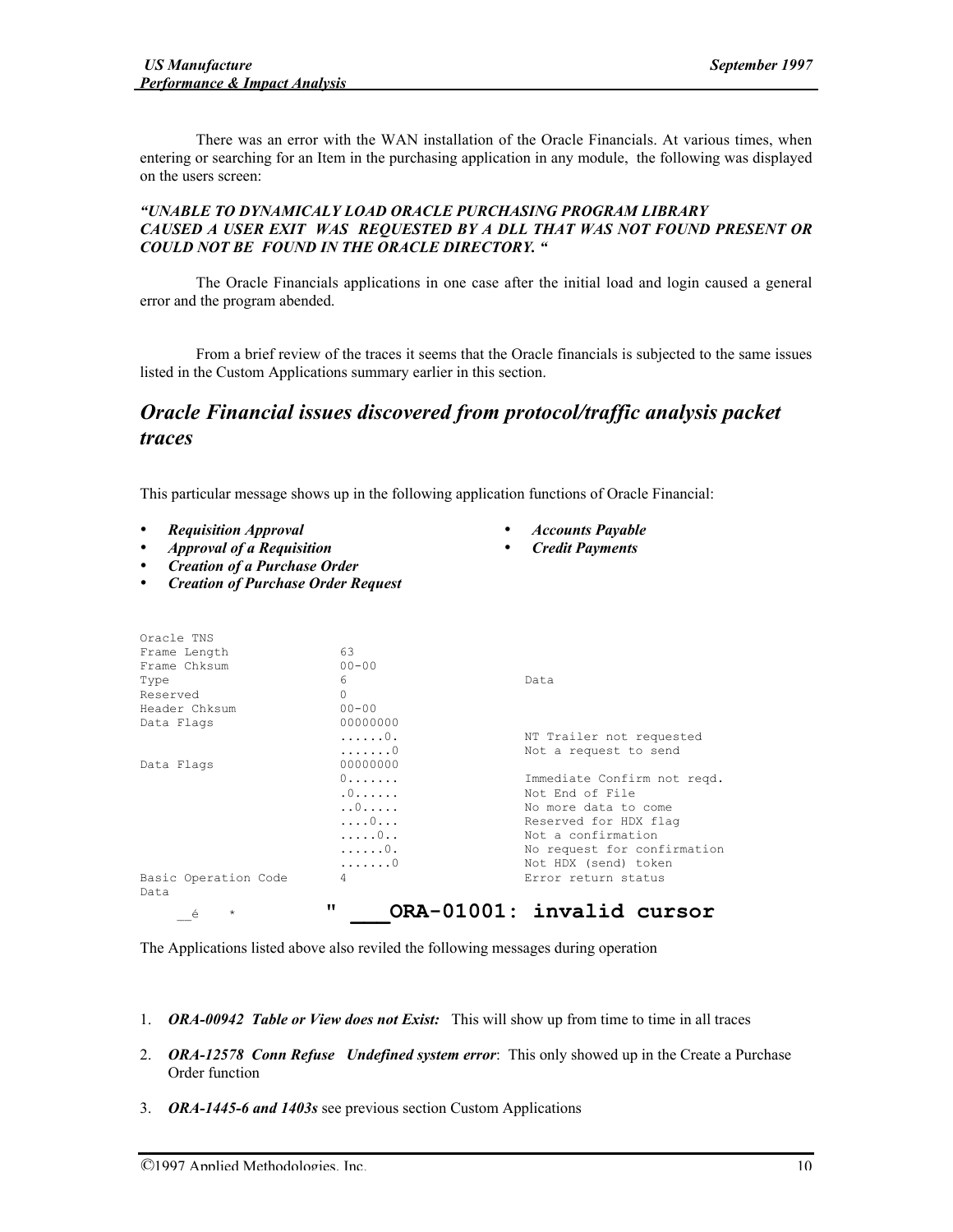There was an error with the WAN installation of the Oracle Financials. At various times, when entering or searching for an Item in the purchasing application in any module, the following was displayed on the users screen:

***"UNABLE TO DYNAMICALY LOAD ORACLE PURCHASING PROGRAM LIBRARY CAUSED A USER EXIT WAS REQUESTED BY A DLL THAT WAS NOT FOUND PRESENT OR COULD NOT BE FOUND IN THE ORACLE DIRECTORY. "***

The Oracle Financials applications in one case after the initial load and login caused a general error and the program abended.

From a brief review of the traces it seems that the Oracle financials is subjected to the same issues listed in the Custom Applications summary earlier in this section.

## *Oracle Financial issues discovered from protocol/traffic analysis packet traces*

This particular message shows up in the following application functions of Oracle Financial:

- ***Requisition Approval***
- ***Approval of a Requisition***
- ***Creation of a Purchase Order***
- ***Creation of Purchase Order Request***
- ***Accounts Payable***
- ***Credit Payments***

```
Oracle TNS
Frame Length              63
Frame Chksum              00-00
Type                      6                Data
Reserved                  0
Header Chksum             00-00
Data Flags                00000000
                          ......0.         NT Trailer not requested
                          .......0         Not a request to send
Data Flags                00000000
                          0.......         Immediate Confirm not reqd.
                          .0......         Not End of File
                          ..0.....         No more data to come
                          ....0...         Reserved for HDX flag
                          .....0..         Not a confirmation
                          ......0.         No request for confirmation
                          .......0         Not HDX (send) token
Basic Operation Code      4                Error return status
Data
     __é    *          " ___ORA-01001: invalid cursor
```

The Applications listed above also reviled the following messages during operation

1. ***ORA-00942 Table or View does not Exist:*** This will show up from time to time in all traces
2. ***ORA-12578 Conn Refuse Undefined system error***: This only showed up in the Create a Purchase Order function
3. ***ORA-1445-6 and 1403s*** see previous section Custom Applications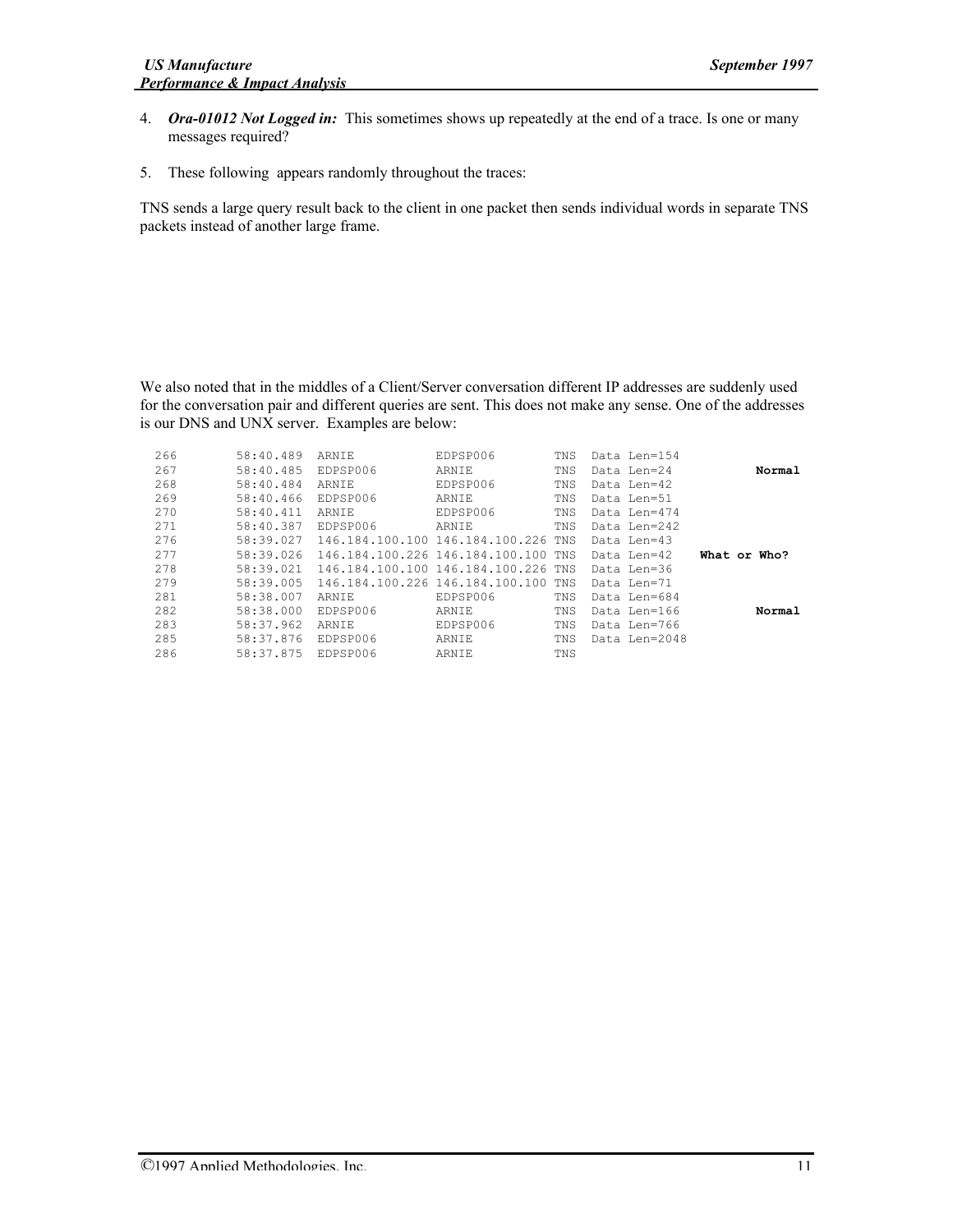4. ***Ora-01012 Not Logged in:*** This sometimes shows up repeatedly at the end of a trace. Is one or many messages required?

5. These following appears randomly throughout the traces:

TNS sends a large query result back to the client in one packet then sends individual words in separate TNS packets instead of another large frame.

We also noted that in the middles of a Client/Server conversation different IP addresses are suddenly used for the conversation pair and different queries are sent. This does not make any sense. One of the addresses is our DNS and UNX server. Examples are below:

```
266    58:40.489  ARNIE           EDPSP006        TNS  Data Len=154
267    58:40.485  EDPSP006        ARNIE           TNS  Data Len=24          Normal
268    58:40.484  ARNIE           EDPSP006        TNS  Data Len=42
269    58:40.466  EDPSP006        ARNIE           TNS  Data Len=51
270    58:40.411  ARNIE           EDPSP006        TNS  Data Len=474
271    58:40.387  EDPSP006        ARNIE           TNS  Data Len=242
276    58:39.027  146.184.100.100 146.184.100.226 TNS  Data Len=43
277    58:39.026  146.184.100.226 146.184.100.100 TNS  Data Len=42     What or Who?
278    58:39.021  146.184.100.100 146.184.100.226 TNS  Data Len=36
279    58:39.005  146.184.100.226 146.184.100.100 TNS  Data Len=71
281    58:38.007  ARNIE           EDPSP006        TNS  Data Len=684
282    58:38.000  EDPSP006        ARNIE           TNS  Data Len=166         Normal
283    58:37.962  ARNIE           EDPSP006        TNS  Data Len=766
285    58:37.876  EDPSP006        ARNIE           TNS  Data Len=2048
286    58:37.875  EDPSP006        ARNIE           TNS
```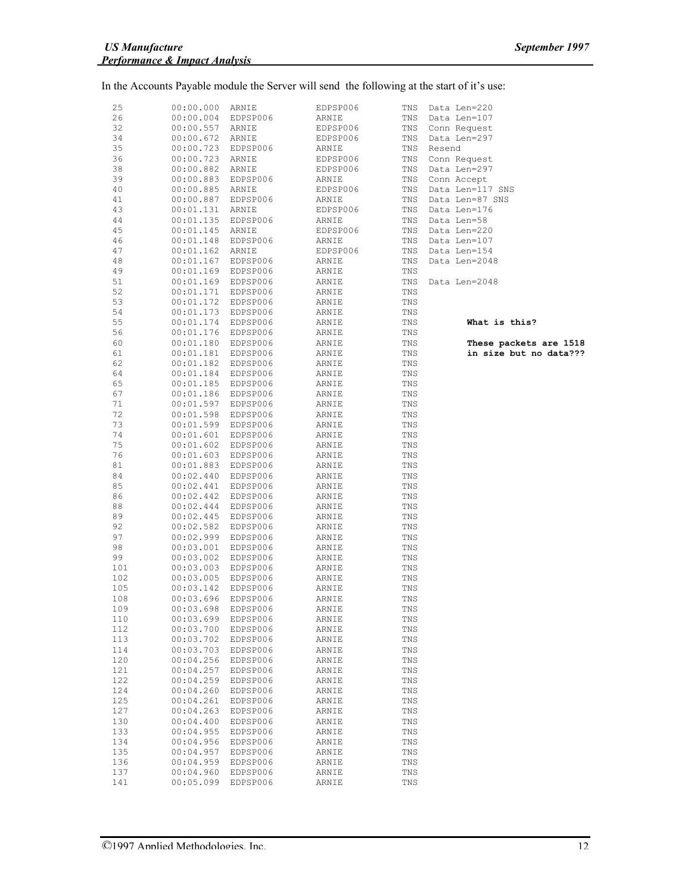In the Accounts Payable module the Server will send the following at the start of it's use:

```
25      00:00.000  ARNIE      EDPSP006   TNS  Data Len=220
26      00:00.004  EDPSP006   ARNIE      TNS  Data Len=107
32      00:00.557  ARNIE      EDPSP006   TNS  Conn Request
34      00:00.672  ARNIE      EDPSP006   TNS  Data Len=297
35      00:00.723  EDPSP006   ARNIE      TNS  Resend
36      00:00.723  ARNIE      EDPSP006   TNS  Conn Request
38      00:00.882  ARNIE      EDPSP006   TNS  Data Len=297
39      00:00.883  EDPSP006   ARNIE      TNS  Conn Accept
40      00:00.885  ARNIE      EDPSP006   TNS  Data Len=117 SNS
41      00:00.887  EDPSP006   ARNIE      TNS  Data Len=87 SNS
43      00:01.131  ARNIE      EDPSP006   TNS  Data Len=176
44      00:01.135  EDPSP006   ARNIE      TNS  Data Len=58
45      00:01.145  ARNIE      EDPSP006   TNS  Data Len=220
46      00:01.148  EDPSP006   ARNIE      TNS  Data Len=107
47      00:01.162  ARNIE      EDPSP006   TNS  Data Len=154
48      00:01.167  EDPSP006   ARNIE      TNS  Data Len=2048
49      00:01.169  EDPSP006   ARNIE      TNS
51      00:01.169  EDPSP006   ARNIE      TNS  Data Len=2048
52      00:01.171  EDPSP006   ARNIE      TNS
53      00:01.172  EDPSP006   ARNIE      TNS
54      00:01.173  EDPSP006   ARNIE      TNS
55      00:01.174  EDPSP006   ARNIE      TNS         What is this?
56      00:01.176  EDPSP006   ARNIE      TNS
60      00:01.180  EDPSP006   ARNIE      TNS         These packets are 1518
61      00:01.181  EDPSP006   ARNIE      TNS         in size but no data???
62      00:01.182  EDPSP006   ARNIE      TNS
64      00:01.184  EDPSP006   ARNIE      TNS
65      00:01.185  EDPSP006   ARNIE      TNS
67      00:01.186  EDPSP006   ARNIE      TNS
71      00:01.597  EDPSP006   ARNIE      TNS
72      00:01.598  EDPSP006   ARNIE      TNS
73      00:01.599  EDPSP006   ARNIE      TNS
74      00:01.601  EDPSP006   ARNIE      TNS
75      00:01.602  EDPSP006   ARNIE      TNS
76      00:01.603  EDPSP006   ARNIE      TNS
81      00:01.883  EDPSP006   ARNIE      TNS
84      00:02.440  EDPSP006   ARNIE      TNS
85      00:02.441  EDPSP006   ARNIE      TNS
86      00:02.442  EDPSP006   ARNIE      TNS
88      00:02.444  EDPSP006   ARNIE      TNS
89      00:02.445  EDPSP006   ARNIE      TNS
92      00:02.582  EDPSP006   ARNIE      TNS
97      00:02.999  EDPSP006   ARNIE      TNS
98      00:03.001  EDPSP006   ARNIE      TNS
99      00:03.002  EDPSP006   ARNIE      TNS
101     00:03.003  EDPSP006   ARNIE      TNS
102     00:03.005  EDPSP006   ARNIE      TNS
105     00:03.142  EDPSP006   ARNIE      TNS
108     00:03.696  EDPSP006   ARNIE      TNS
109     00:03.698  EDPSP006   ARNIE      TNS
110     00:03.699  EDPSP006   ARNIE      TNS
112     00:03.700  EDPSP006   ARNIE      TNS
113     00:03.702  EDPSP006   ARNIE      TNS
114     00:03.703  EDPSP006   ARNIE      TNS
120     00:04.256  EDPSP006   ARNIE      TNS
121     00:04.257  EDPSP006   ARNIE      TNS
122     00:04.259  EDPSP006   ARNIE      TNS
124     00:04.260  EDPSP006   ARNIE      TNS
125     00:04.261  EDPSP006   ARNIE      TNS
127     00:04.263  EDPSP006   ARNIE      TNS
130     00:04.400  EDPSP006   ARNIE      TNS
133     00:04.955  EDPSP006   ARNIE      TNS
134     00:04.956  EDPSP006   ARNIE      TNS
135     00:04.957  EDPSP006   ARNIE      TNS
136     00:04.959  EDPSP006   ARNIE      TNS
137     00:04.960  EDPSP006   ARNIE      TNS
141     00:05.099  EDPSP006   ARNIE      TNS
```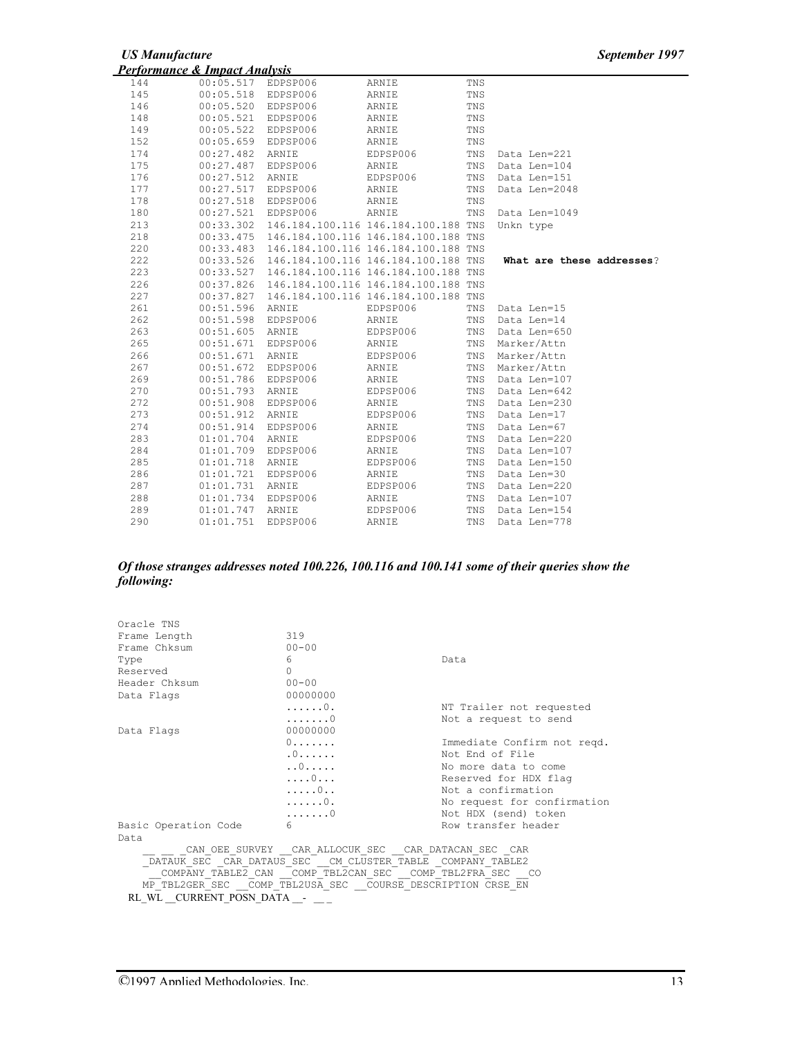| | | | | | |
|---|---|---|---|---|---|
| 144 | 00:05.517 | EDPSP006 | ARNIE | TNS | |
| 145 | 00:05.518 | EDPSP006 | ARNIE | TNS | |
| 146 | 00:05.520 | EDPSP006 | ARNIE | TNS | |
| 148 | 00:05.521 | EDPSP006 | ARNIE | TNS | |
| 149 | 00:05.522 | EDPSP006 | ARNIE | TNS | |
| 152 | 00:05.659 | EDPSP006 | ARNIE | TNS | |
| 174 | 00:27.482 | ARNIE | EDPSP006 | TNS | Data Len=221 |
| 175 | 00:27.487 | EDPSP006 | ARNIE | TNS | Data Len=104 |
| 176 | 00:27.512 | ARNIE | EDPSP006 | TNS | Data Len=151 |
| 177 | 00:27.517 | EDPSP006 | ARNIE | TNS | Data Len=2048 |
| 178 | 00:27.518 | EDPSP006 | ARNIE | TNS | |
| 180 | 00:27.521 | EDPSP006 | ARNIE | TNS | Data Len=1049 |
| 213 | 00:33.302 | 146.184.100.116 | 146.184.100.188 | TNS | Unkn type |
| 218 | 00:33.475 | 146.184.100.116 | 146.184.100.188 | TNS | |
| 220 | 00:33.483 | 146.184.100.116 | 146.184.100.188 | TNS | |
| 222 | 00:33.526 | 146.184.100.116 | 146.184.100.188 | TNS | **What are these addresses**? |
| 223 | 00:33.527 | 146.184.100.116 | 146.184.100.188 | TNS | |
| 226 | 00:37.826 | 146.184.100.116 | 146.184.100.188 | TNS | |
| 227 | 00:37.827 | 146.184.100.116 | 146.184.100.188 | TNS | |
| 261 | 00:51.596 | ARNIE | EDPSP006 | TNS | Data Len=15 |
| 262 | 00:51.598 | EDPSP006 | ARNIE | TNS | Data Len=14 |
| 263 | 00:51.605 | ARNIE | EDPSP006 | TNS | Data Len=650 |
| 265 | 00:51.671 | EDPSP006 | ARNIE | TNS | Marker/Attn |
| 266 | 00:51.671 | ARNIE | EDPSP006 | TNS | Marker/Attn |
| 267 | 00:51.672 | EDPSP006 | ARNIE | TNS | Marker/Attn |
| 269 | 00:51.786 | EDPSP006 | ARNIE | TNS | Data Len=107 |
| 270 | 00:51.793 | ARNIE | EDPSP006 | TNS | Data Len=642 |
| 272 | 00:51.908 | EDPSP006 | ARNIE | TNS | Data Len=230 |
| 273 | 00:51.912 | ARNIE | EDPSP006 | TNS | Data Len=17 |
| 274 | 00:51.914 | EDPSP006 | ARNIE | TNS | Data Len=67 |
| 283 | 01:01.704 | ARNIE | EDPSP006 | TNS | Data Len=220 |
| 284 | 01:01.709 | EDPSP006 | ARNIE | TNS | Data Len=107 |
| 285 | 01:01.718 | ARNIE | EDPSP006 | TNS | Data Len=150 |
| 286 | 01:01.721 | EDPSP006 | ARNIE | TNS | Data Len=30 |
| 287 | 01:01.731 | ARNIE | EDPSP006 | TNS | Data Len=220 |
| 288 | 01:01.734 | EDPSP006 | ARNIE | TNS | Data Len=107 |
| 289 | 01:01.747 | ARNIE | EDPSP006 | TNS | Data Len=154 |
| 290 | 01:01.751 | EDPSP006 | ARNIE | TNS | Data Len=778 |

***Of those stranges addresses noted 100.226, 100.116 and 100.141 some of their queries show the following:***

```
Oracle TNS
Frame Length            319
Frame Chksum            00-00
Type                    6                   Data
Reserved                0
Header Chksum           00-00
Data Flags              00000000
                        ......0.            NT Trailer not requested
                        .......0            Not a request to send
Data Flags              00000000
                        0.......            Immediate Confirm not reqd.
                        .0......            Not End of File
                        ..0.....            No more data to come
                        ....0...            Reserved for HDX flag
                        .....0..            Not a confirmation
                        ......0.            No request for confirmation
                        .......0            Not HDX (send) token
Basic Operation Code    6                   Row transfer header
Data
    __ __ _CAN_OEE_SURVEY __CAR_ALLOCUK_SEC __CAR_DATACAN_SEC _CAR
    _DATAUK_SEC _CAR_DATAUS_SEC __CM_CLUSTER_TABLE _COMPANY_TABLE2
     __COMPANY_TABLE2_CAN __COMP_TBL2CAN_SEC __COMP_TBL2FRA_SEC __CO
    MP_TBL2GER_SEC __COMP_TBL2USA_SEC __COURSE_DESCRIPTION CRSE_EN
  RL_WL __CURRENT_POSN_DATA __- __ _
```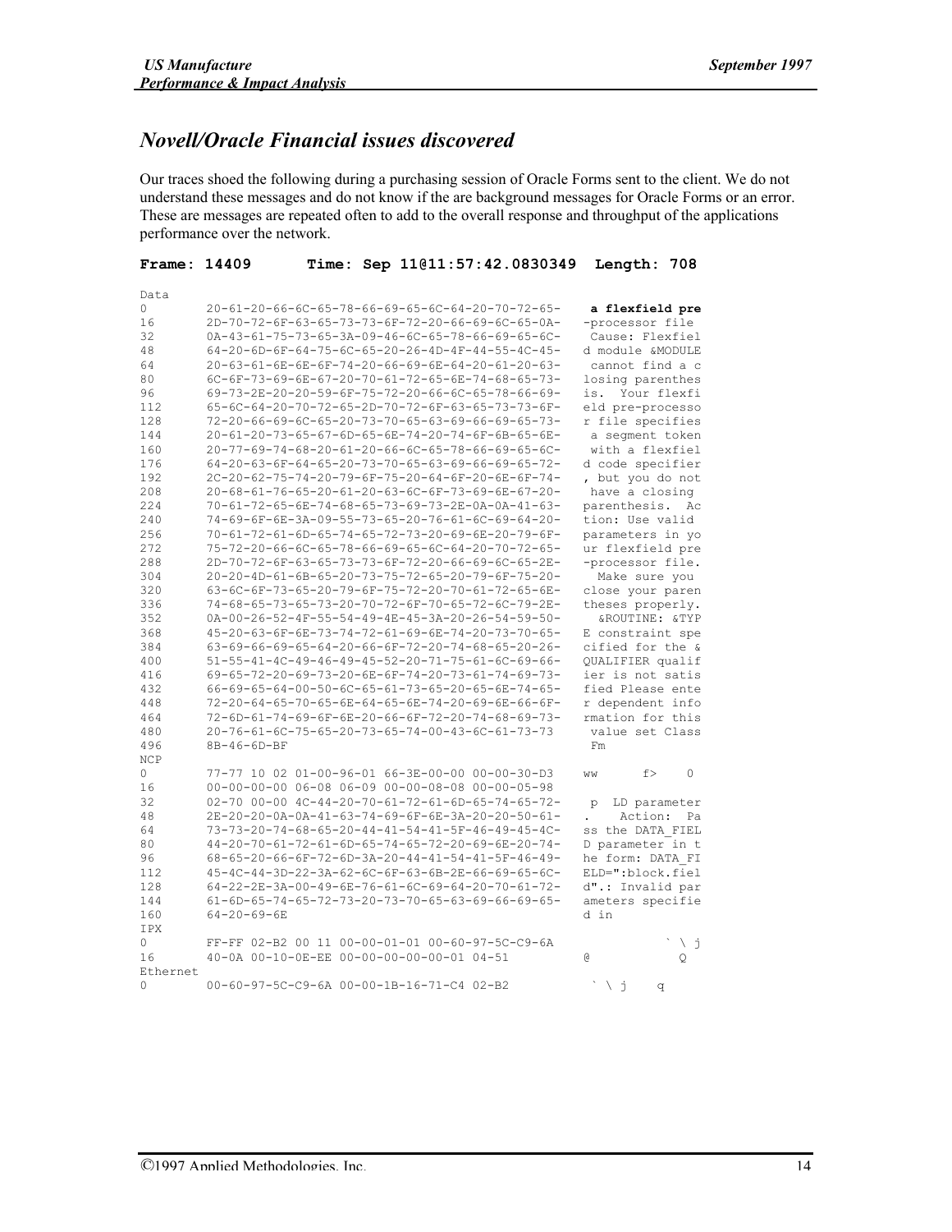## *Novell/Oracle Financial issues discovered*

Our traces shoed the following during a purchasing session of Oracle Forms sent to the client. We do not understand these messages and do not know if the are background messages for Oracle Forms or an error. These are messages are repeated often to add to the overall response and throughput of the applications performance over the network.

**Frame: 14409 Time: Sep 11@11:57:42.0830349 Length: 708**

```
Data
0       20-61-20-66-6C-65-78-66-69-65-6C-64-20-70-72-65-    a flexfield pre
16      2D-70-72-6F-63-65-73-73-6F-72-20-66-69-6C-65-0A-   -processor file
32      0A-43-61-75-73-65-3A-09-46-6C-65-78-66-69-65-6C-    Cause: Flexfiel
48      64-20-6D-6F-64-75-6C-65-20-26-4D-4F-44-55-4C-45-   d module &MODULE
64      20-63-61-6E-6E-6F-74-20-66-69-6E-64-20-61-20-63-    cannot find a c
80      6C-6F-73-69-6E-67-20-70-61-72-65-6E-74-68-65-73-   losing parenthes
96      69-73-2E-20-20-59-6F-75-72-20-66-6C-65-78-66-69-   is.  Your flexfi
112     65-6C-64-20-70-72-65-2D-70-72-6F-63-65-73-73-6F-   eld pre-processo
128     72-20-66-69-6C-65-20-73-70-65-63-69-66-69-65-73-   r file specifies
144     20-61-20-73-65-67-6D-65-6E-74-20-74-6F-6B-65-6E-    a segment token
160     20-77-69-74-68-20-61-20-66-6C-65-78-66-69-65-6C-    with a flexfiel
176     64-20-63-6F-64-65-20-73-70-65-63-69-66-69-65-72-   d code specifier
192     2C-20-62-75-74-20-79-6F-75-20-64-6F-20-6E-6F-74-   , but you do not
208     20-68-61-76-65-20-61-20-63-6C-6F-73-69-6E-67-20-    have a closing
224     70-61-72-65-6E-74-68-65-73-69-73-2E-0A-0A-41-63-   parenthesis.  Ac
240     74-69-6F-6E-3A-09-55-73-65-20-76-61-6C-69-64-20-   tion: Use valid
256     70-61-72-61-6D-65-74-65-72-73-20-69-6E-20-79-6F-   parameters in yo
272     75-72-20-66-6C-65-78-66-69-65-6C-64-20-70-72-65-   ur flexfield pre
288     2D-70-72-6F-63-65-73-73-6F-72-20-66-69-6C-65-2E-   -processor file.
304     20-20-4D-61-6B-65-20-73-75-72-65-20-79-6F-75-20-     Make sure you
320     63-6C-6F-73-65-20-79-6F-75-72-20-70-61-72-65-6E-   close your paren
336     74-68-65-73-65-73-20-70-72-6F-70-65-72-6C-79-2E-   theses properly.
352     0A-00-26-52-4F-55-54-49-4E-45-3A-20-26-54-59-50-     &ROUTINE: &TYP
368     45-20-63-6F-6E-73-74-72-61-69-6E-74-20-73-70-65-   E constraint spe
384     63-69-66-69-65-64-20-66-6F-72-20-74-68-65-20-26-   cified for the &
400     51-55-41-4C-49-46-49-45-52-20-71-75-61-6C-69-66-   QUALIFIER qualif
416     69-65-72-20-69-73-20-6E-6F-74-20-73-61-74-69-73-   ier is not satis
432     66-69-65-64-00-50-6C-65-61-73-65-20-65-6E-74-65-   fied Please ente
448     72-20-64-65-70-65-6E-64-65-6E-74-20-69-6E-66-6F-   r dependent info
464     72-6D-61-74-69-6F-6E-20-66-6F-72-20-74-68-69-73-   rmation for this
480     20-76-61-6C-75-65-20-73-65-74-00-43-6C-61-73-73     value set Class
496     8B-46-6D-BF                                         Fm
NCP
0       77-77 10 02 01-00-96-01 66-3E-00-00 00-00-30-D3    ww      f>    0
16      00-00-00-00 06-08 06-09 00-00-08-08 00-00-05-98
32      02-70 00-00 4C-44-20-70-61-72-61-6D-65-74-65-72-    p  LD parameter
48      2E-20-20-0A-0A-41-63-74-69-6F-6E-3A-20-20-50-61-   .    Action:  Pa
64      73-73-20-74-68-65-20-44-41-54-41-5F-46-49-45-4C-   ss the DATA_FIEL
80      44-20-70-61-72-61-6D-65-74-65-72-20-69-6E-20-74-   D parameter in t
96      68-65-20-66-6F-72-6D-3A-20-44-41-54-41-5F-46-49-   he form: DATA_FI
112     45-4C-44-3D-22-3A-62-6C-6F-63-6B-2E-66-69-65-6C-   ELD=":block.fiel
128     64-22-2E-3A-00-49-6E-76-61-6C-69-64-20-70-61-72-   d".: Invalid par
144     61-6D-65-74-65-72-73-20-73-70-65-63-69-66-69-65-   ameters specifie
160     64-20-69-6E                                        d in
IPX
0       FF-FF 02-B2 00 11 00-00-01-01 00-60-97-5C-C9-6A               ` \ j
16      40-0A 00-10-0E-EE 00-00-00-00-00-01 04-51          @           Q
Ethernet
0       00-60-97-5C-C9-6A 00-00-1B-16-71-C4 02-B2           ` \ j    q
```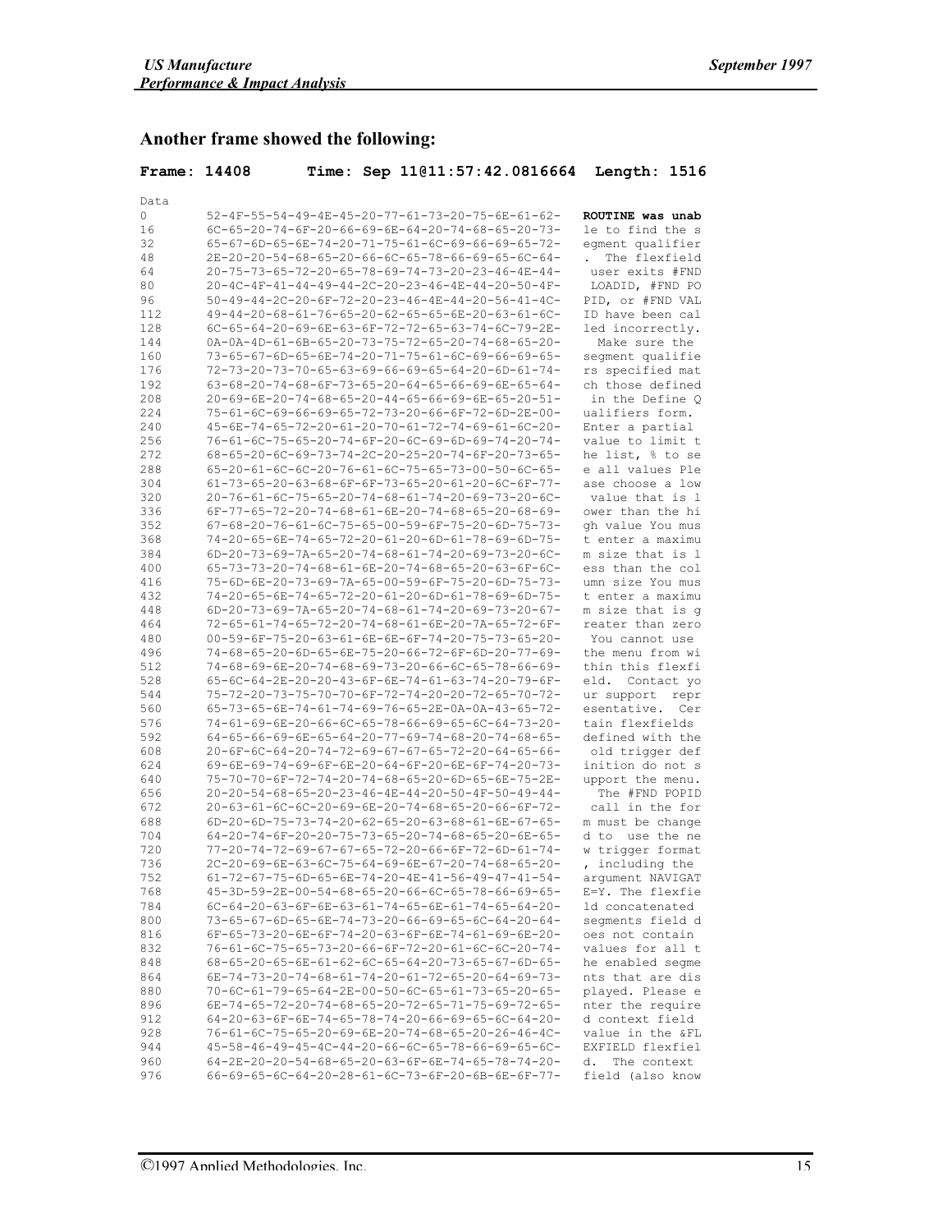## Another frame showed the following:

**Frame: 14408 Time: Sep 11@11:57:42.0816664 Length: 1516**

```
Data
0     52-4F-55-54-49-4E-45-20-77-61-73-20-75-6E-61-62-   ROUTINE was unab
16    6C-65-20-74-6F-20-66-69-6E-64-20-74-68-65-20-73-   le to find the s
32    65-67-6D-65-6E-74-20-71-75-61-6C-69-66-69-65-72-   egment qualifier
48    2E-20-20-54-68-65-20-66-6C-65-78-66-69-65-6C-64-   .  The flexfield
64    20-75-73-65-72-20-65-78-69-74-73-20-23-46-4E-44-    user exits #FND
80    20-4C-4F-41-44-49-44-2C-20-23-46-4E-44-20-50-4F-    LOADID, #FND PO
96    50-49-44-2C-20-6F-72-20-23-46-4E-44-20-56-41-4C-   PID, or #FND VAL
112   49-44-20-68-61-76-65-20-62-65-65-6E-20-63-61-6C-   ID have been cal
128   6C-65-64-20-69-6E-63-6F-72-72-65-63-74-6C-79-2E-   led incorrectly.
144   0A-0A-4D-61-6B-65-20-73-75-72-65-20-74-68-65-20-     Make sure the
160   73-65-67-6D-65-6E-74-20-71-75-61-6C-69-66-69-65-   segment qualifie
176   72-73-20-73-70-65-63-69-66-69-65-64-20-6D-61-74-   rs specified mat
192   63-68-20-74-68-6F-73-65-20-64-65-66-69-6E-65-64-   ch those defined
208   20-69-6E-20-74-68-65-20-44-65-66-69-6E-65-20-51-    in the Define Q
224   75-61-6C-69-66-69-65-72-73-20-66-6F-72-6D-2E-00-   ualifiers form.
240   45-6E-74-65-72-20-61-20-70-61-72-74-69-61-6C-20-   Enter a partial
256   76-61-6C-75-65-20-74-6F-20-6C-69-6D-69-74-20-74-   value to limit t
272   68-65-20-6C-69-73-74-2C-20-25-20-74-6F-20-73-65-   he list, % to se
288   65-20-61-6C-6C-20-76-61-6C-75-65-73-00-50-6C-65-   e all values Ple
304   61-73-65-20-63-68-6F-6F-73-65-20-61-20-6C-6F-77-   ase choose a low
320   20-76-61-6C-75-65-20-74-68-61-74-20-69-73-20-6C-    value that is l
336   6F-77-65-72-20-74-68-61-6E-20-74-68-65-20-68-69-   ower than the hi
352   67-68-20-76-61-6C-75-65-00-59-6F-75-20-6D-75-73-   gh value You mus
368   74-20-65-6E-74-65-72-20-61-20-6D-61-78-69-6D-75-   t enter a maximu
384   6D-20-73-69-7A-65-20-74-68-61-74-20-69-73-20-6C-   m size that is l
400   65-73-73-20-74-68-61-6E-20-74-68-65-20-63-6F-6C-   ess than the col
416   75-6D-6E-20-73-69-7A-65-00-59-6F-75-20-6D-75-73-   umn size You mus
432   74-20-65-6E-74-65-72-20-61-20-6D-61-78-69-6D-75-   t enter a maximu
448   6D-20-73-69-7A-65-20-74-68-61-74-20-69-73-20-67-   m size that is g
464   72-65-61-74-65-72-20-74-68-61-6E-20-7A-65-72-6F-   reater than zero
480   00-59-6F-75-20-63-61-6E-6E-6F-74-20-75-73-65-20-    You cannot use
496   74-68-65-20-6D-65-6E-75-20-66-72-6F-6D-20-77-69-   the menu from wi
512   74-68-69-6E-20-74-68-69-73-20-66-6C-65-78-66-69-   thin this flexfi
528   65-6C-64-2E-20-20-43-6F-6E-74-61-63-74-20-79-6F-   eld.  Contact yo
544   75-72-20-73-75-70-70-6F-72-74-20-72-65-70-72-      ur support  repr
560   65-73-65-6E-74-61-74-69-76-65-2E-0A-0A-43-65-72-   esentative.  Cer
576   74-61-69-6E-20-66-6C-65-78-66-69-65-6C-64-73-20-   tain flexfields
592   64-65-66-69-6E-65-64-20-77-69-74-68-20-74-68-65-   defined with the
608   20-6F-6C-64-20-74-72-69-67-67-65-72-20-64-65-66-    old trigger def
624   69-6E-69-74-69-6F-6E-20-64-6F-20-6E-6F-74-20-73-   inition do not s
640   75-70-70-6F-72-74-20-74-68-65-20-6D-65-6E-75-2E-   upport the menu.
656   20-20-54-68-65-20-23-46-4E-44-20-50-4F-50-49-44-     The #FND POPID
672   20-63-61-6C-6C-20-69-6E-20-74-68-65-20-66-6F-72-    call in the for
688   6D-20-6D-75-73-74-20-62-65-20-63-68-61-6E-67-65-   m must be change
704   64-20-74-6F-20-20-75-73-65-20-74-68-65-20-6E-65-   d to  use the ne
720   77-20-74-72-69-67-67-65-72-20-66-6F-72-6D-61-74-   w trigger format
736   2C-20-69-6E-63-6C-75-64-69-6E-67-20-74-68-65-20-   , including the
752   61-72-67-75-6D-65-6E-74-20-4E-41-56-49-47-41-54-   argument NAVIGAT
768   45-3D-59-2E-00-54-68-65-20-66-6C-65-78-66-69-65-   E=Y. The flexfie
784   6C-64-20-63-6F-6E-63-61-74-65-6E-61-74-65-64-20-   ld concatenated
800   73-65-67-6D-65-6E-74-73-20-66-69-65-6C-64-20-64-   segments field d
816   6F-65-73-20-6E-6F-74-20-63-6F-6E-74-61-69-6E-20-   oes not contain
832   76-61-6C-75-65-73-20-66-6F-72-20-61-6C-6C-20-74-   values for all t
848   68-65-20-65-6E-61-62-6C-65-64-20-73-65-67-6D-65-   he enabled segme
864   6E-74-73-20-74-68-61-74-20-61-72-65-20-64-69-73-   nts that are dis
880   70-6C-61-79-65-64-2E-00-50-6C-65-61-73-65-20-65-   played. Please e
896   6E-74-65-72-20-74-68-65-20-72-65-71-75-69-72-65-   nter the require
912   64-20-63-6F-6E-74-65-78-74-20-66-69-65-6C-64-20-   d context field
928   76-61-6C-75-65-20-69-6E-20-74-68-65-20-26-46-4C-   value in the &FL
944   45-58-46-49-45-4C-44-20-66-6C-65-78-66-69-65-6C-   EXFIELD flexfiel
960   64-2E-20-20-54-68-65-20-63-6F-6E-74-65-78-74-20-   d.  The context
976   66-69-65-6C-64-20-28-61-6C-73-6F-20-6B-6E-6F-77-   field (also know
```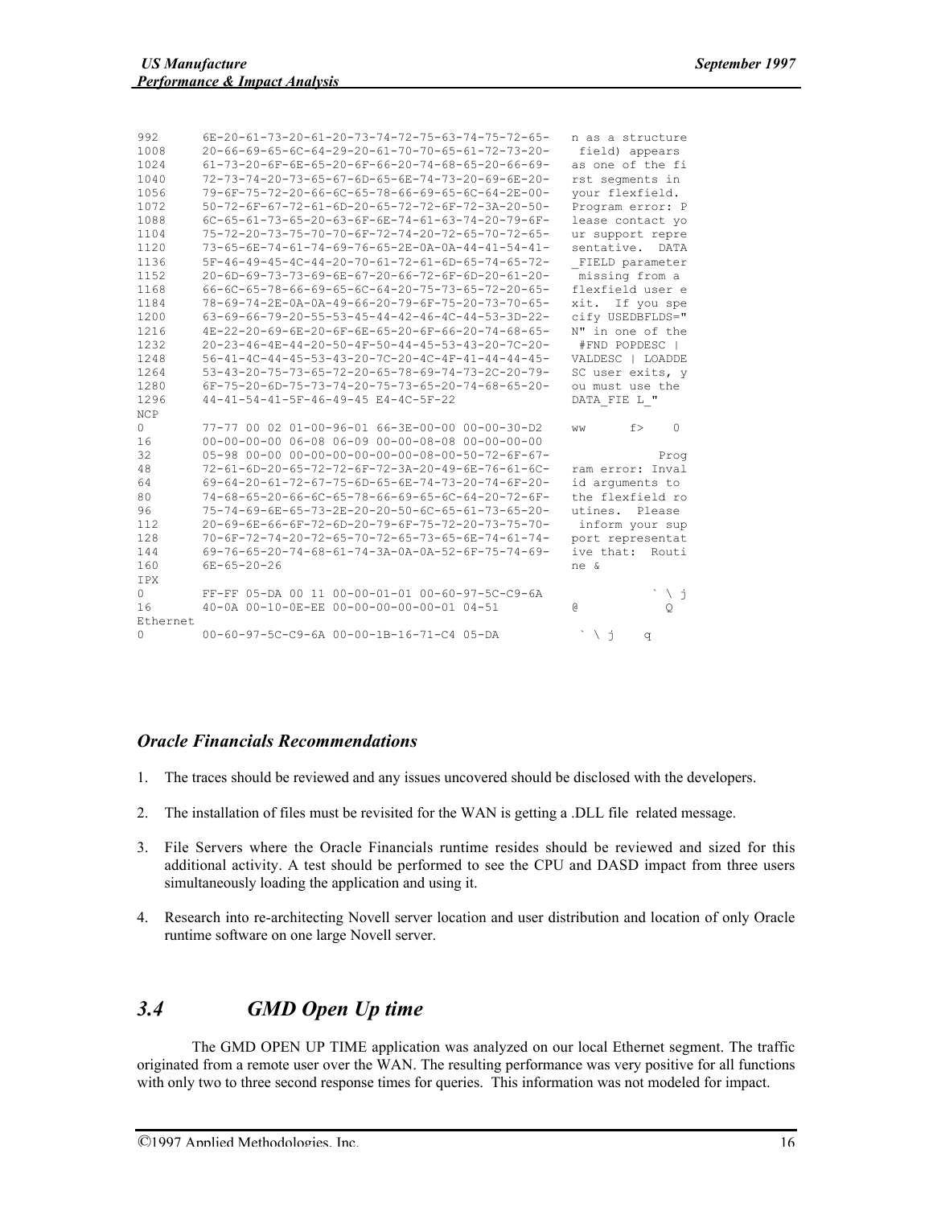```
992      6E-20-61-73-20-61-20-73-74-72-75-63-74-75-72-65-   n as a structure
1008     20-66-69-65-6C-64-29-20-61-70-70-65-61-72-73-20-    field) appears
1024     61-73-20-6F-6E-65-20-6F-66-20-74-68-65-20-66-69-   as one of the fi
1040     72-73-74-20-73-65-67-6D-65-6E-74-73-20-69-6E-20-   rst segments in
1056     79-6F-75-72-20-66-6C-65-78-66-69-65-6C-64-2E-00-   your flexfield.
1072     50-72-6F-67-72-61-6D-20-65-72-72-6F-72-3A-20-50-   Program error: P
1088     6C-65-61-73-65-20-63-6F-6E-74-61-63-74-20-79-6F-   lease contact yo
1104     75-72-20-73-75-70-70-6F-72-74-20-72-65-70-72-65-   ur support repre
1120     73-65-6E-74-61-74-69-76-65-2E-0A-0A-44-41-54-41-   sentative.  DATA
1136     5F-46-49-45-4C-44-20-70-61-72-61-6D-65-74-65-72-   _FIELD parameter
1152     20-6D-69-73-73-69-6E-67-20-66-72-6F-6D-20-61-20-    missing from a
1168     66-6C-65-78-66-69-65-6C-64-20-75-73-65-72-20-65-   flexfield user e
1184     78-69-74-2E-0A-0A-49-66-20-79-6F-75-20-73-70-65-   xit.  If you spe
1200     63-69-66-79-20-55-53-45-44-42-46-4C-44-53-3D-22-   cify USEDBFLDS="
1216     4E-22-20-69-6E-20-6F-6E-65-20-6F-66-20-74-68-65-   N" in one of the
1232     20-23-46-4E-44-20-50-4F-50-44-45-53-43-20-7C-20-    #FND POPDESC |
1248     56-41-4C-44-45-53-43-20-7C-20-4C-4F-41-44-44-45-   VALDESC | LOADDE
1264     53-43-20-75-73-65-72-20-65-78-69-74-73-2C-20-79-   SC user exits, y
1280     6F-75-20-6D-75-73-74-20-75-73-65-20-74-68-65-20-   ou must use the
1296     44-41-54-41-5F-46-49-45 E4-4C-5F-22                DATA_FIE L_"
NCP
0        77-77 00 02 01-00-96-01 66-3E-00-00 00-00-30-D2    ww      f>    0
16       00-00-00-00 06-08 06-09 00-00-08-08 00-00-00-00
32       05-98 00-00 00-00-00-00-00-00-08-00-50-72-6F-67-               Prog
48       72-61-6D-20-65-72-72-6F-72-3A-20-49-6E-76-61-6C-   ram error: Inval
64       69-64-20-61-72-67-75-6D-65-6E-74-73-20-74-6F-20-   id arguments to
80       74-68-65-20-66-6C-65-78-66-69-65-6C-64-20-72-6F-   the flexfield ro
96       75-74-69-6E-65-73-2E-20-20-50-6C-65-61-73-65-20-   utines.  Please
112      20-69-6E-66-6F-72-6D-20-79-6F-75-72-20-73-75-70-    inform your sup
128      70-6F-72-74-20-72-65-70-72-65-73-65-6E-74-61-74-   port representat
144      69-76-65-20-74-68-61-74-3A-0A-0A-52-6F-75-74-69-   ive that:  Routi
160      6E-65-20-26                                        ne &
IPX
0        FF-FF 05-DA 00 11 00-00-01-01 00-60-97-5C-C9-6A               ` \ j
16       40-0A 00-10-0E-EE 00-00-00-00-00-01 04-51          @           Q
Ethernet
0        00-60-97-5C-C9-6A 00-00-1B-16-71-C4 05-DA           ` \ j    q
```

### *Oracle Financials Recommendations*

1. The traces should be reviewed and any issues uncovered should be disclosed with the developers.

2. The installation of files must be revisited for the WAN is getting a .DLL file related message.

3. File Servers where the Oracle Financials runtime resides should be reviewed and sized for this additional activity. A test should be performed to see the CPU and DASD impact from three users simultaneously loading the application and using it.

4. Research into re-architecting Novell server location and user distribution and location of only Oracle runtime software on one large Novell server.

## *3.4 GMD Open Up time*

The GMD OPEN UP TIME application was analyzed on our local Ethernet segment. The traffic originated from a remote user over the WAN. The resulting performance was very positive for all functions with only two to three second response times for queries. This information was not modeled for impact.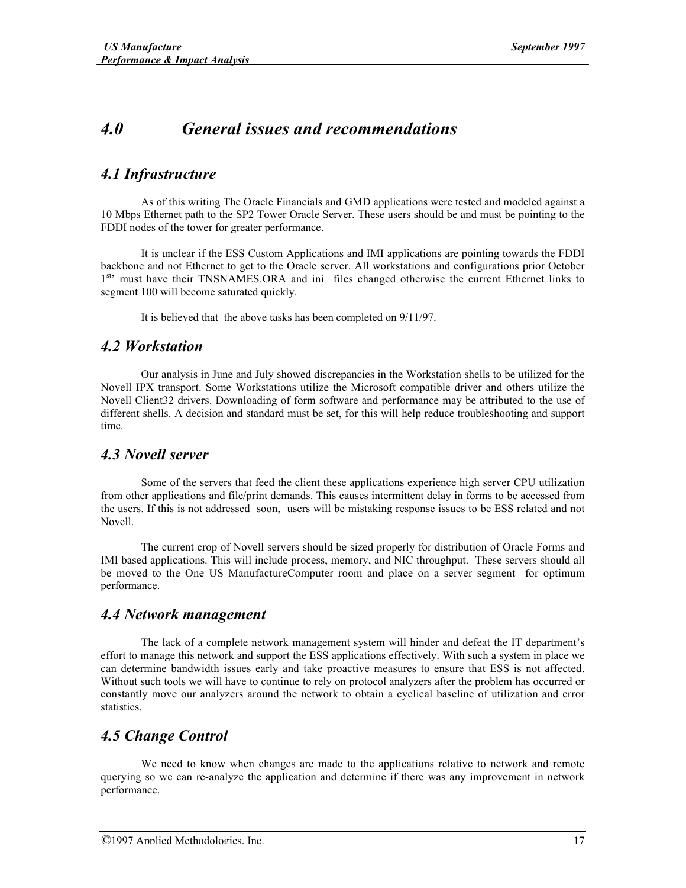# 4.0 General issues and recommendations

## 4.1 Infrastructure

As of this writing The Oracle Financials and GMD applications were tested and modeled against a 10 Mbps Ethernet path to the SP2 Tower Oracle Server. These users should be and must be pointing to the FDDI nodes of the tower for greater performance.

It is unclear if the ESS Custom Applications and IMI applications are pointing towards the FDDI backbone and not Ethernet to get to the Oracle server. All workstations and configurations prior October 1st, must have their TNSNAMES.ORA and ini files changed otherwise the current Ethernet links to segment 100 will become saturated quickly.

It is believed that the above tasks has been completed on 9/11/97.

## 4.2 Workstation

Our analysis in June and July showed discrepancies in the Workstation shells to be utilized for the Novell IPX transport. Some Workstations utilize the Microsoft compatible driver and others utilize the Novell Client32 drivers. Downloading of form software and performance may be attributed to the use of different shells. A decision and standard must be set, for this will help reduce troubleshooting and support time.

## 4.3 Novell server

Some of the servers that feed the client these applications experience high server CPU utilization from other applications and file/print demands. This causes intermittent delay in forms to be accessed from the users. If this is not addressed soon, users will be mistaking response issues to be ESS related and not Novell.

The current crop of Novell servers should be sized properly for distribution of Oracle Forms and IMI based applications. This will include process, memory, and NIC throughput. These servers should all be moved to the One US ManufactureComputer room and place on a server segment for optimum performance.

## 4.4 Network management

The lack of a complete network management system will hinder and defeat the IT department's effort to manage this network and support the ESS applications effectively. With such a system in place we can determine bandwidth issues early and take proactive measures to ensure that ESS is not affected. Without such tools we will have to continue to rely on protocol analyzers after the problem has occurred or constantly move our analyzers around the network to obtain a cyclical baseline of utilization and error statistics.

## 4.5 Change Control

We need to know when changes are made to the applications relative to network and remote querying so we can re-analyze the application and determine if there was any improvement in network performance.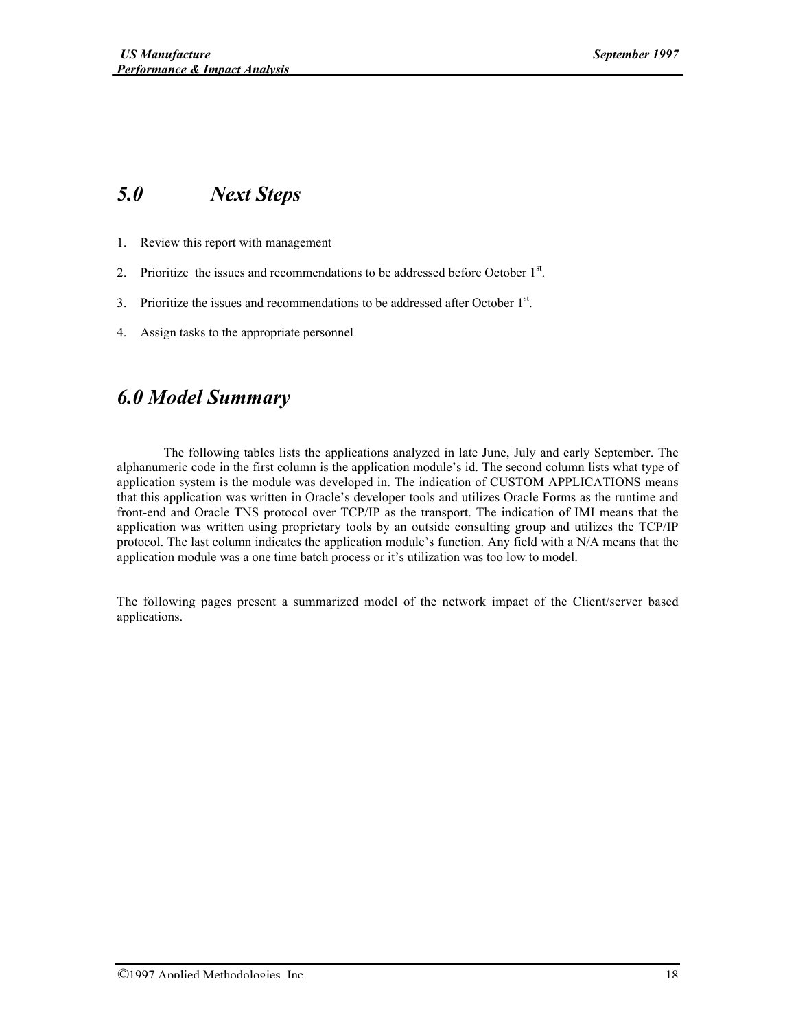# *5.0 Next Steps*

1. Review this report with management
2. Prioritize the issues and recommendations to be addressed before October 1st.
3. Prioritize the issues and recommendations to be addressed after October 1st.
4. Assign tasks to the appropriate personnel

# *6.0 Model Summary*

The following tables lists the applications analyzed in late June, July and early September. The alphanumeric code in the first column is the application module's id. The second column lists what type of application system is the module was developed in. The indication of CUSTOM APPLICATIONS means that this application was written in Oracle's developer tools and utilizes Oracle Forms as the runtime and front-end and Oracle TNS protocol over TCP/IP as the transport. The indication of IMI means that the application was written using proprietary tools by an outside consulting group and utilizes the TCP/IP protocol. The last column indicates the application module's function. Any field with a N/A means that the application module was a one time batch process or it's utilization was too low to model.

The following pages present a summarized model of the network impact of the Client/server based applications.